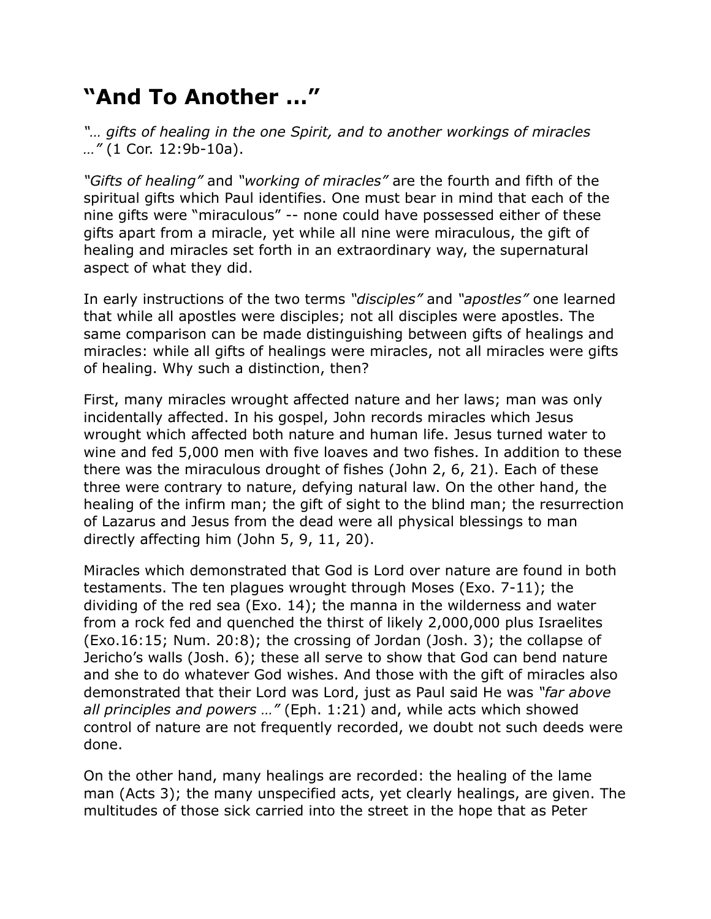# “And To Another …”

*“… gifts of healing in the one Spirit, and to another workings of miracles …”* (1 Cor. 12:9b-10a).

*“Gifts of healing”* and *“working of miracles”* are the fourth and fifth of the spiritual gifts which Paul identifies. One must bear in mind that each of the nine gifts were “miraculous” -- none could have possessed either of these gifts apart from a miracle, yet while all nine were miraculous, the gift of healing and miracles set forth in an extraordinary way, the supernatural aspect of what they did.

In early instructions of the two terms *“disciples”* and *“apostles”* one learned that while all apostles were disciples; not all disciples were apostles. The same comparison can be made distinguishing between gifts of healings and miracles: while all gifts of healings were miracles, not all miracles were gifts of healing. Why such a distinction, then?

First, many miracles wrought affected nature and her laws; man was only incidentally affected. In his gospel, John records miracles which Jesus wrought which affected both nature and human life. Jesus turned water to wine and fed 5,000 men with five loaves and two fishes. In addition to these there was the miraculous drought of fishes (John 2, 6, 21). Each of these three were contrary to nature, defying natural law. On the other hand, the healing of the infirm man; the gift of sight to the blind man; the resurrection of Lazarus and Jesus from the dead were all physical blessings to man directly affecting him (John 5, 9, 11, 20).

Miracles which demonstrated that God is Lord over nature are found in both testaments. The ten plagues wrought through Moses (Exo. 7-11); the dividing of the red sea (Exo. 14); the manna in the wilderness and water from a rock fed and quenched the thirst of likely 2,000,000 plus Israelites (Exo.16:15; Num. 20:8); the crossing of Jordan (Josh. 3); the collapse of Jericho’s walls (Josh. 6); these all serve to show that God can bend nature and she to do whatever God wishes. And those with the gift of miracles also demonstrated that their Lord was Lord, just as Paul said He was *“far above all principles and powers …”* (Eph. 1:21) and, while acts which showed control of nature are not frequently recorded, we doubt not such deeds were done.

On the other hand, many healings are recorded: the healing of the lame man (Acts 3); the many unspecified acts, yet clearly healings, are given. The multitudes of those sick carried into the street in the hope that as Peter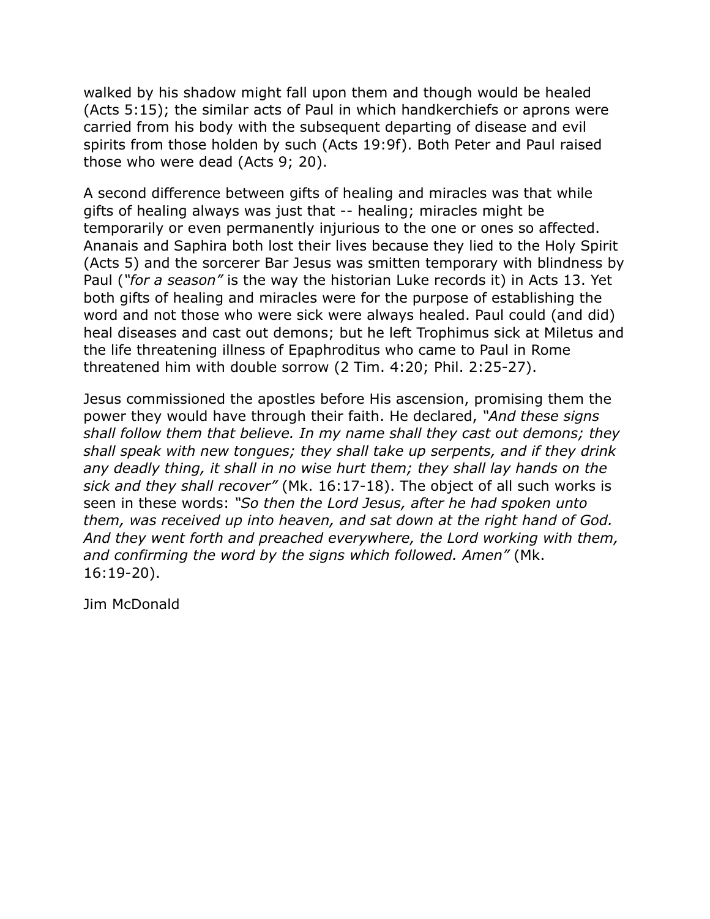walked by his shadow might fall upon them and though would be healed (Acts 5:15); the similar acts of Paul in which handkerchiefs or aprons were carried from his body with the subsequent departing of disease and evil spirits from those holden by such (Acts 19:9f). Both Peter and Paul raised those who were dead (Acts 9; 20).

A second difference between gifts of healing and miracles was that while gifts of healing always was just that -- healing; miracles might be temporarily or even permanently injurious to the one or ones so affected. Ananais and Saphira both lost their lives because they lied to the Holy Spirit (Acts 5) and the sorcerer Bar Jesus was smitten temporary with blindness by Paul (*"for a season"* is the way the historian Luke records it) in Acts 13. Yet both gifts of healing and miracles were for the purpose of establishing the word and not those who were sick were always healed. Paul could (and did) heal diseases and cast out demons; but he left Trophimus sick at Miletus and the life threatening illness of Epaphroditus who came to Paul in Rome threatened him with double sorrow (2 Tim. 4:20; Phil. 2:25-27).

Jesus commissioned the apostles before His ascension, promising them the power they would have through their faith. He declared, *"And these signs shall follow them that believe. In my name shall they cast out demons; they shall speak with new tongues; they shall take up serpents, and if they drink any deadly thing, it shall in no wise hurt them; they shall lay hands on the sick and they shall recover"* (Mk. 16:17-18). The object of all such works is seen in these words: *"So then the Lord Jesus, after he had spoken unto them, was received up into heaven, and sat down at the right hand of God. And they went forth and preached everywhere, the Lord working with them, and confirming the word by the signs which followed. Amen"* (Mk. 16:19-20).

Jim McDonald